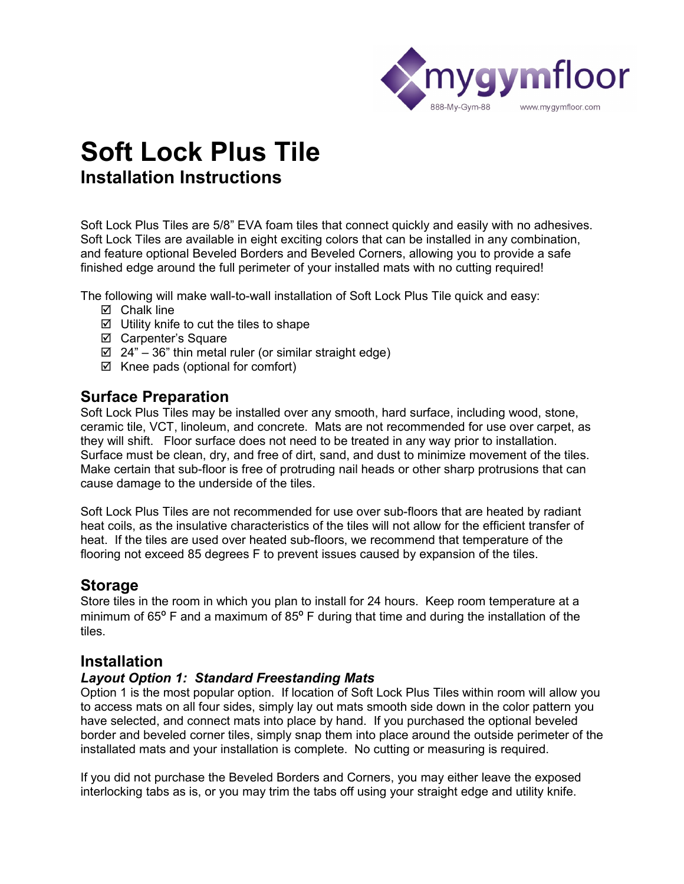mygymfloor

888-My-Gym-88 www.mygymfloor.com

# Soft Lock Plus Tile

## Installation Instructions

Soft Lock Plus Tiles are 5/8" EVA foam tiles that connect quickly and easily with no adhesives. Soft Lock Tiles are available in eight exciting colors that can be installed in any combination, and feature optional Beveled Borders and Beveled Corners, allowing you to provide a safe finished edge around the full perimeter of your installed mats with no cutting required!

The following will make wall-to-wall installation of Soft Lock Plus Tile quick and easy:

- ☑ Chalk line
- ☑ Utility knife to cut the tiles to shape
- ☑ Carpenter's Square
- ☑ 24" – 36" thin metal ruler (or similar straight edge)
- ☑ Knee pads (optional for comfort)

### Surface Preparation

Soft Lock Plus Tiles may be installed over any smooth, hard surface, including wood, stone, ceramic tile, VCT, linoleum, and concrete. Mats are not recommended for use over carpet, as they will shift. Floor surface does not need to be treated in any way prior to installation. Surface must be clean, dry, and free of dirt, sand, and dust to minimize movement of the tiles. Make certain that sub-floor is free of protruding nail heads or other sharp protrusions that can cause damage to the underside of the tiles.

Soft Lock Plus Tiles are not recommended for use over sub-floors that are heated by radiant heat coils, as the insulative characteristics of the tiles will not allow for the efficient transfer of heat. If the tiles are used over heated sub-floors, we recommend that temperature of the flooring not exceed 85 degrees F to prevent issues caused by expansion of the tiles.

### Storage

Store tiles in the room in which you plan to install for 24 hours. Keep room temperature at a minimum of 65° F and a maximum of 85° F during that time and during the installation of the tiles.

### Installation

#### *Layout Option 1: Standard Freestanding Mats*

Option 1 is the most popular option. If location of Soft Lock Plus Tiles within room will allow you to access mats on all four sides, simply lay out mats smooth side down in the color pattern you have selected, and connect mats into place by hand. If you purchased the optional beveled border and beveled corner tiles, simply snap them into place around the outside perimeter of the installated mats and your installation is complete. No cutting or measuring is required.

If you did not purchase the Beveled Borders and Corners, you may either leave the exposed interlocking tabs as is, or you may trim the tabs off using your straight edge and utility knife.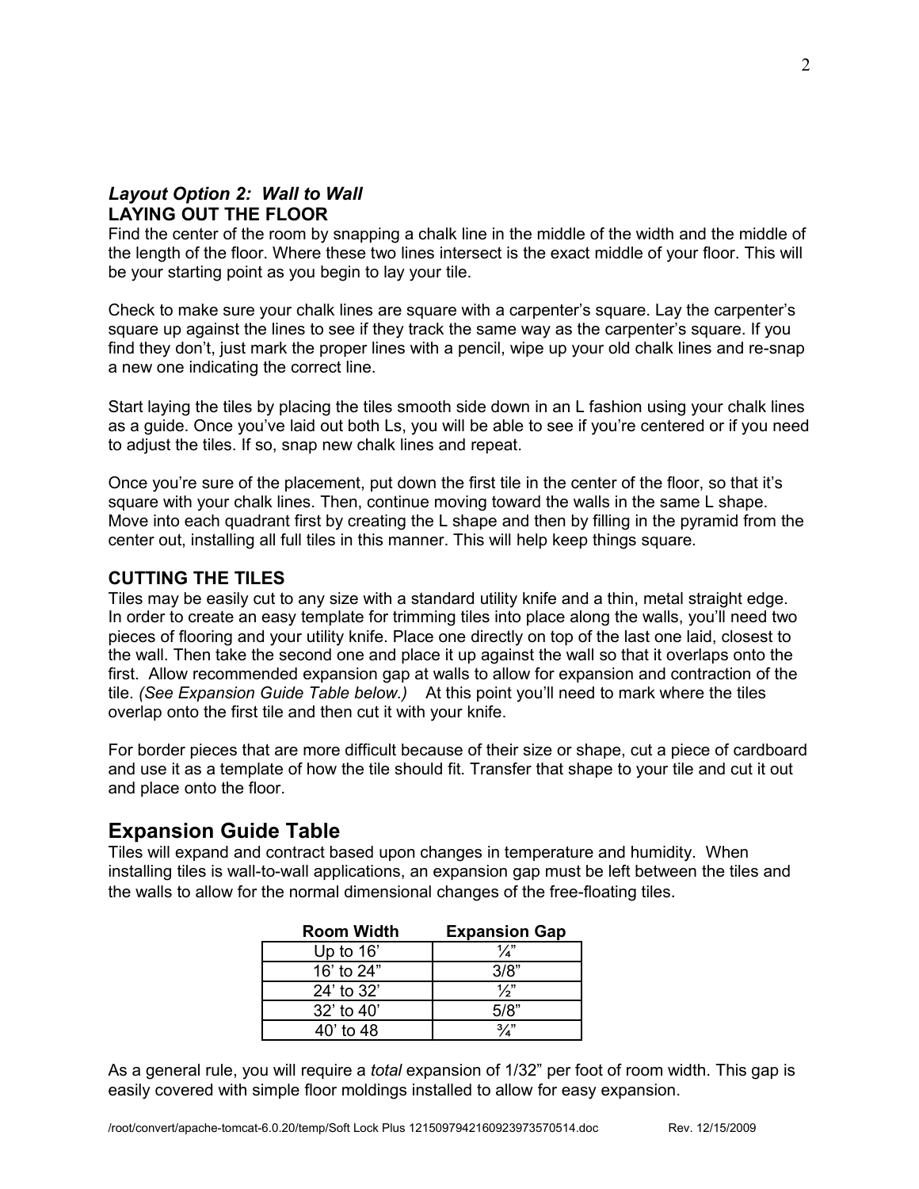### *Layout Option 2: Wall to Wall*

### LAYING OUT THE FLOOR

Find the center of the room by snapping a chalk line in the middle of the width and the middle of the length of the floor. Where these two lines intersect is the exact middle of your floor. This will be your starting point as you begin to lay your tile.

Check to make sure your chalk lines are square with a carpenter's square. Lay the carpenter's square up against the lines to see if they track the same way as the carpenter's square. If you find they don't, just mark the proper lines with a pencil, wipe up your old chalk lines and re-snap a new one indicating the correct line.

Start laying the tiles by placing the tiles smooth side down in an L fashion using your chalk lines as a guide. Once you've laid out both Ls, you will be able to see if you're centered or if you need to adjust the tiles. If so, snap new chalk lines and repeat.

Once you're sure of the placement, put down the first tile in the center of the floor, so that it's square with your chalk lines. Then, continue moving toward the walls in the same L shape. Move into each quadrant first by creating the L shape and then by filling in the pyramid from the center out, installing all full tiles in this manner. This will help keep things square.

### CUTTING THE TILES

Tiles may be easily cut to any size with a standard utility knife and a thin, metal straight edge. In order to create an easy template for trimming tiles into place along the walls, you'll need two pieces of flooring and your utility knife. Place one directly on top of the last one laid, closest to the wall. Then take the second one and place it up against the wall so that it overlaps onto the first. Allow recommended expansion gap at walls to allow for expansion and contraction of the tile. *(See Expansion Guide Table below.)* At this point you'll need to mark where the tiles overlap onto the first tile and then cut it with your knife.

For border pieces that are more difficult because of their size or shape, cut a piece of cardboard and use it as a template of how the tile should fit. Transfer that shape to your tile and cut it out and place onto the floor.

## Expansion Guide Table

Tiles will expand and contract based upon changes in temperature and humidity. When installing tiles is wall-to-wall applications, an expansion gap must be left between the tiles and the walls to allow for the normal dimensional changes of the free-floating tiles.

| Room Width | Expansion Gap |
|---|---|
| Up to 16' | ¼" |
| 16' to 24" | 3/8" |
| 24' to 32' | ½" |
| 32' to 40' | 5/8" |
| 40' to 48 | ¾" |

As a general rule, you will require a *total* expansion of 1/32" per foot of room width. This gap is easily covered with simple floor moldings installed to allow for easy expansion.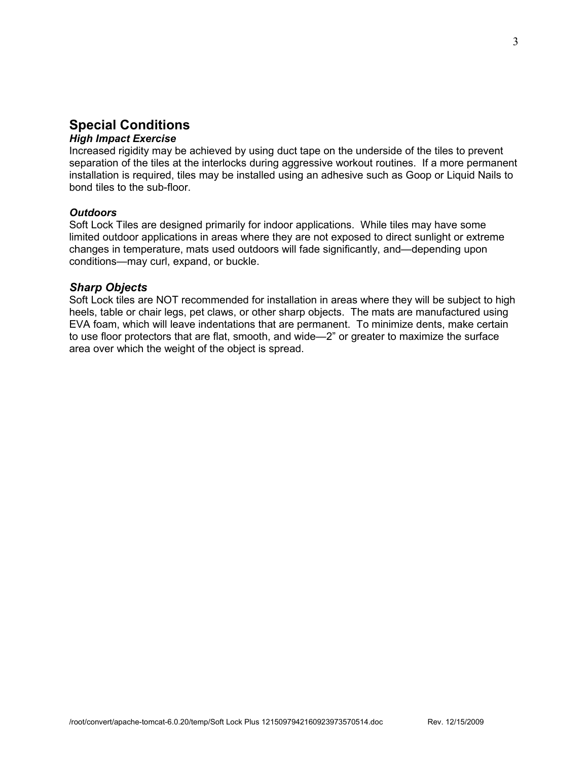## Special Conditions

### *High Impact Exercise*

Increased rigidity may be achieved by using duct tape on the underside of the tiles to prevent separation of the tiles at the interlocks during aggressive workout routines. If a more permanent installation is required, tiles may be installed using an adhesive such as Goop or Liquid Nails to bond tiles to the sub-floor.

### *Outdoors*

Soft Lock Tiles are designed primarily for indoor applications. While tiles may have some limited outdoor applications in areas where they are not exposed to direct sunlight or extreme changes in temperature, mats used outdoors will fade significantly, and—depending upon conditions—may curl, expand, or buckle.

### *Sharp Objects*

Soft Lock tiles are NOT recommended for installation in areas where they will be subject to high heels, table or chair legs, pet claws, or other sharp objects. The mats are manufactured using EVA foam, which will leave indentations that are permanent. To minimize dents, make certain to use floor protectors that are flat, smooth, and wide—2" or greater to maximize the surface area over which the weight of the object is spread.